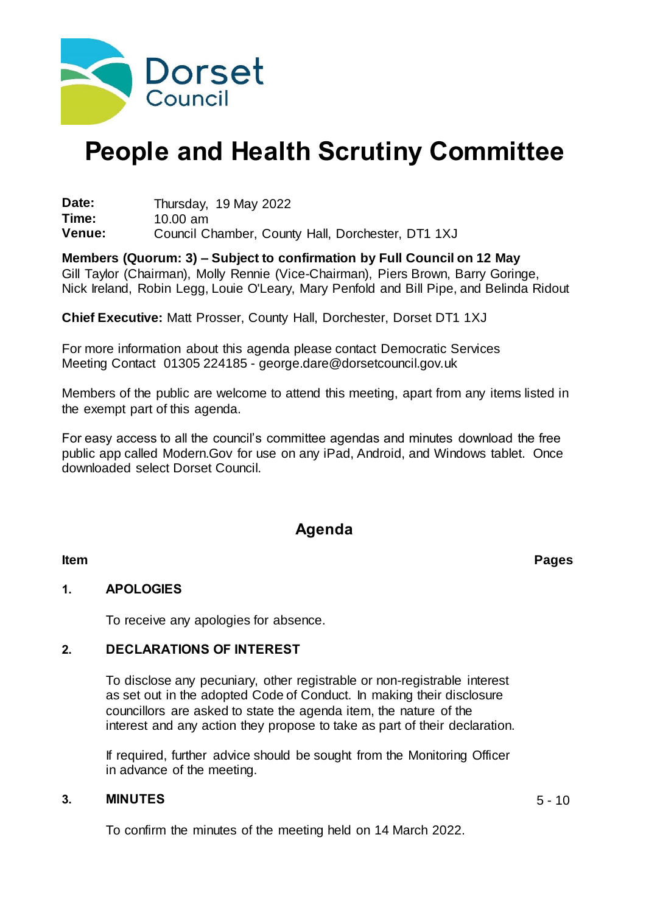Dorset Council

# People and Health Scrutiny Committee

**Date:** Thursday, 19 May 2022
**Time:** 10.00 am
**Venue:** Council Chamber, County Hall, Dorchester, DT1 1XJ

**Members (Quorum: 3) – Subject to confirmation by Full Council on 12 May**
Gill Taylor (Chairman), Molly Rennie (Vice-Chairman), Piers Brown, Barry Goringe, Nick Ireland, Robin Legg, Louie O'Leary, Mary Penfold and Bill Pipe, and Belinda Ridout

**Chief Executive:** Matt Prosser, County Hall, Dorchester, Dorset DT1 1XJ

For more information about this agenda please contact Democratic Services Meeting Contact 01305 224185 - george.dare@dorsetcouncil.gov.uk

Members of the public are welcome to attend this meeting, apart from any items listed in the exempt part of this agenda.

For easy access to all the council's committee agendas and minutes download the free public app called Modern.Gov for use on any iPad, Android, and Windows tablet. Once downloaded select Dorset Council.

## Agenda

**Item** **Pages**

**1. APOLOGIES**

To receive any apologies for absence.

**2. DECLARATIONS OF INTEREST**

To disclose any pecuniary, other registrable or non-registrable interest as set out in the adopted Code of Conduct. In making their disclosure councillors are asked to state the agenda item, the nature of the interest and any action they propose to take as part of their declaration.

If required, further advice should be sought from the Monitoring Officer in advance of the meeting.

**3. MINUTES** 5 - 10

To confirm the minutes of the meeting held on 14 March 2022.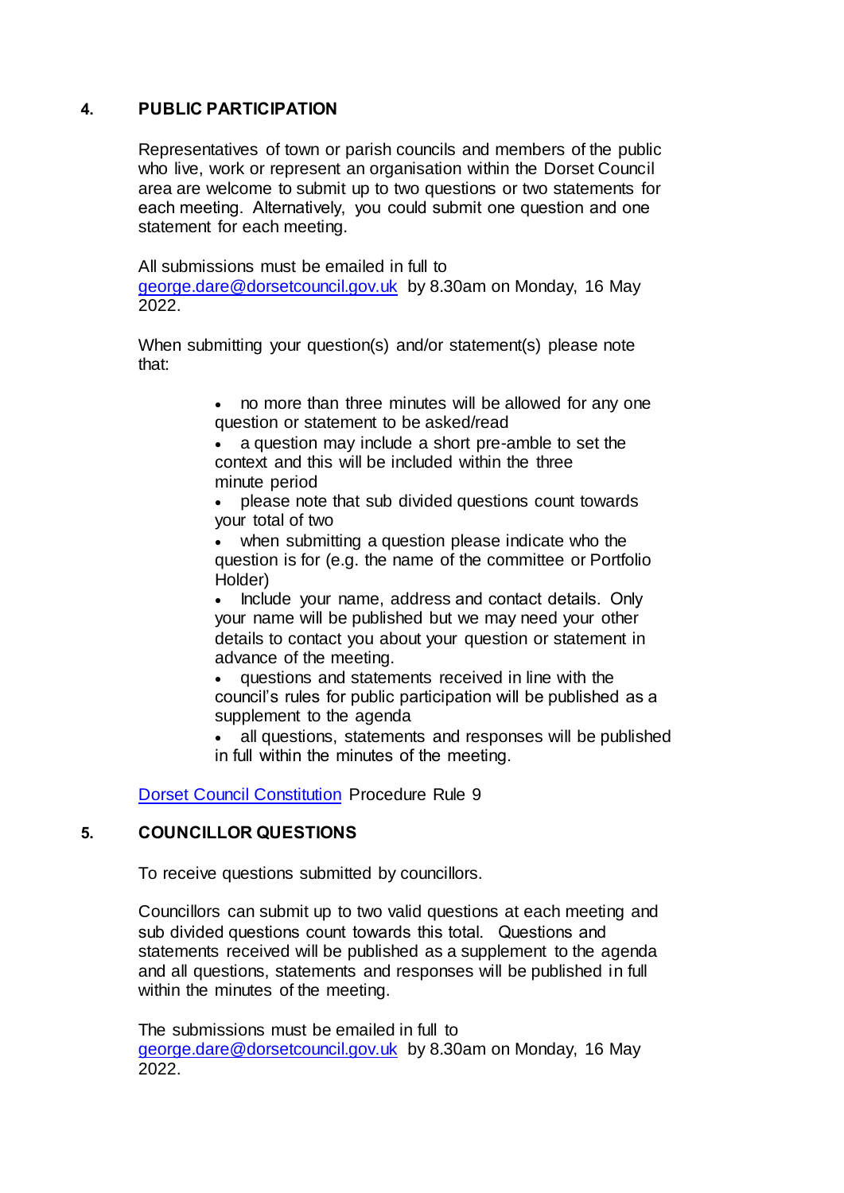## 4. PUBLIC PARTICIPATION

Representatives of town or parish councils and members of the public who live, work or represent an organisation within the Dorset Council area are welcome to submit up to two questions or two statements for each meeting. Alternatively, you could submit one question and one statement for each meeting.

All submissions must be emailed in full to [george.dare@dorsetcouncil.gov.uk](mailto:george.dare@dorsetcouncil.gov.uk) by 8.30am on Monday, 16 May 2022.

When submitting your question(s) and/or statement(s) please note that:

- no more than three minutes will be allowed for any one question or statement to be asked/read
- a question may include a short pre-amble to set the context and this will be included within the three minute period
- please note that sub divided questions count towards your total of two
- when submitting a question please indicate who the question is for (e.g. the name of the committee or Portfolio Holder)
- Include your name, address and contact details. Only your name will be published but we may need your other details to contact you about your question or statement in advance of the meeting.
- questions and statements received in line with the council's rules for public participation will be published as a supplement to the agenda
- all questions, statements and responses will be published in full within the minutes of the meeting.

[Dorset Council Constitution](#) Procedure Rule 9

## 5. COUNCILLOR QUESTIONS

To receive questions submitted by councillors.

Councillors can submit up to two valid questions at each meeting and sub divided questions count towards this total. Questions and statements received will be published as a supplement to the agenda and all questions, statements and responses will be published in full within the minutes of the meeting.

The submissions must be emailed in full to [george.dare@dorsetcouncil.gov.uk](mailto:george.dare@dorsetcouncil.gov.uk) by 8.30am on Monday, 16 May 2022.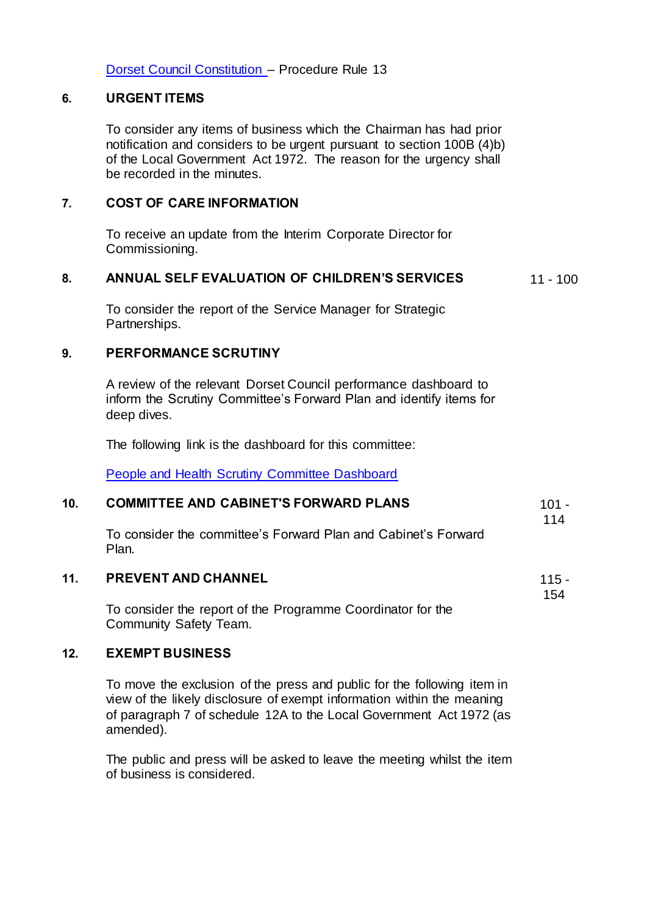[Dorset Council Constitution](#) – Procedure Rule 13

## 6. URGENT ITEMS

To consider any items of business which the Chairman has had prior notification and considers to be urgent pursuant to section 100B (4)b) of the Local Government Act 1972. The reason for the urgency shall be recorded in the minutes.

## 7. COST OF CARE INFORMATION

To receive an update from the Interim Corporate Director for Commissioning.

## 8. ANNUAL SELF EVALUATION OF CHILDREN'S SERVICES (11 - 100)

To consider the report of the Service Manager for Strategic Partnerships.

## 9. PERFORMANCE SCRUTINY

A review of the relevant Dorset Council performance dashboard to inform the Scrutiny Committee's Forward Plan and identify items for deep dives.

The following link is the dashboard for this committee:

[People and Health Scrutiny Committee Dashboard](#)

## 10. COMMITTEE AND CABINET'S FORWARD PLANS (101 - 114)

To consider the committee's Forward Plan and Cabinet's Forward Plan.

## 11. PREVENT AND CHANNEL (115 - 154)

To consider the report of the Programme Coordinator for the Community Safety Team.

## 12. EXEMPT BUSINESS

To move the exclusion of the press and public for the following item in view of the likely disclosure of exempt information within the meaning of paragraph 7 of schedule 12A to the Local Government Act 1972 (as amended).

The public and press will be asked to leave the meeting whilst the item of business is considered.